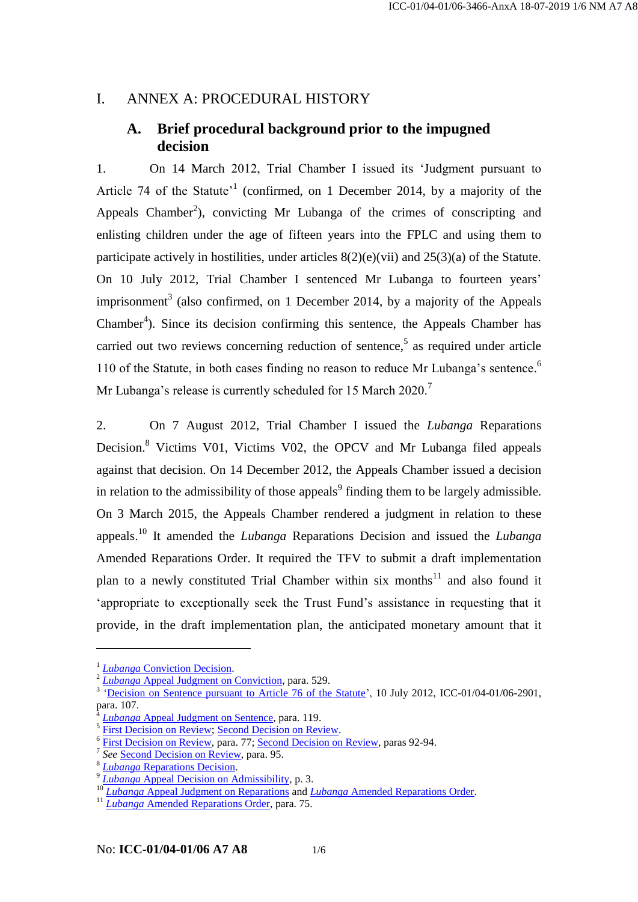# I. ANNEX A: PROCEDURAL HISTORY

## A. Brief procedural background prior to the impugned decision

1. On 14 March 2012, Trial Chamber I issued its 'Judgment pursuant to Article 74 of the Statute'[1] (confirmed, on 1 December 2014, by a majority of the Appeals Chamber[2]), convicting Mr Lubanga of the crimes of conscripting and enlisting children under the age of fifteen years into the FPLC and using them to participate actively in hostilities, under articles 8(2)(e)(vii) and 25(3)(a) of the Statute. On 10 July 2012, Trial Chamber I sentenced Mr Lubanga to fourteen years' imprisonment[3] (also confirmed, on 1 December 2014, by a majority of the Appeals Chamber[4]). Since its decision confirming this sentence, the Appeals Chamber has carried out two reviews concerning reduction of sentence,[5] as required under article 110 of the Statute, in both cases finding no reason to reduce Mr Lubanga's sentence.[6] Mr Lubanga's release is currently scheduled for 15 March 2020.[7]

2. On 7 August 2012, Trial Chamber I issued the *Lubanga* Reparations Decision.[8] Victims V01, Victims V02, the OPCV and Mr Lubanga filed appeals against that decision. On 14 December 2012, the Appeals Chamber issued a decision in relation to the admissibility of those appeals[9] finding them to be largely admissible. On 3 March 2015, the Appeals Chamber rendered a judgment in relation to these appeals.[10] It amended the *Lubanga* Reparations Decision and issued the *Lubanga* Amended Reparations Order. It required the TFV to submit a draft implementation plan to a newly constituted Trial Chamber within six months[11] and also found it 'appropriate to exceptionally seek the Trust Fund's assistance in requesting that it provide, in the draft implementation plan, the anticipated monetary amount that it

---

[1] *Lubanga* Conviction Decision.
[2] *Lubanga* Appeal Judgment on Conviction, para. 529.
[3] 'Decision on Sentence pursuant to Article 76 of the Statute', 10 July 2012, ICC-01/04-01/06-2901, para. 107.
[4] *Lubanga* Appeal Judgment on Sentence, para. 119.
[5] First Decision on Review; Second Decision on Review.
[6] First Decision on Review, para. 77; Second Decision on Review, paras 92-94.
[7] *See* Second Decision on Review, para. 95.
[8] *Lubanga* Reparations Decision.
[9] *Lubanga* Appeal Decision on Admissibility, p. 3.
[10] *Lubanga* Appeal Judgment on Reparations and *Lubanga* Amended Reparations Order.
[11] *Lubanga* Amended Reparations Order, para. 75.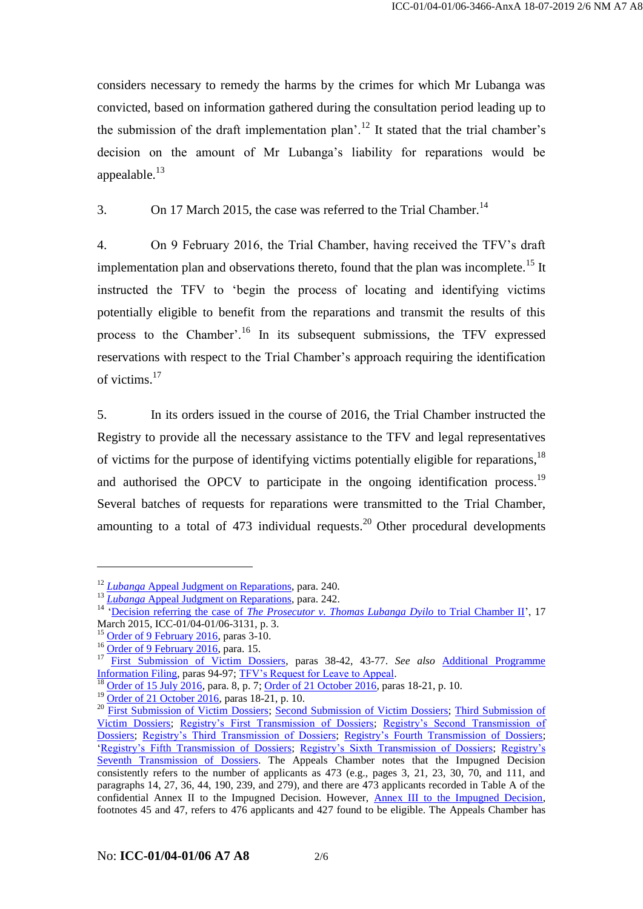considers necessary to remedy the harms by the crimes for which Mr Lubanga was convicted, based on information gathered during the consultation period leading up to the submission of the draft implementation plan'.[12] It stated that the trial chamber's decision on the amount of Mr Lubanga's liability for reparations would be appealable.[13]

3. On 17 March 2015, the case was referred to the Trial Chamber.[14]

4. On 9 February 2016, the Trial Chamber, having received the TFV's draft implementation plan and observations thereto, found that the plan was incomplete.[15] It instructed the TFV to 'begin the process of locating and identifying victims potentially eligible to benefit from the reparations and transmit the results of this process to the Chamber'.[16] In its subsequent submissions, the TFV expressed reservations with respect to the Trial Chamber's approach requiring the identification of victims.[17]

5. In its orders issued in the course of 2016, the Trial Chamber instructed the Registry to provide all the necessary assistance to the TFV and legal representatives of victims for the purpose of identifying victims potentially eligible for reparations,[18] and authorised the OPCV to participate in the ongoing identification process.[19] Several batches of requests for reparations were transmitted to the Trial Chamber, amounting to a total of 473 individual requests.[20] Other procedural developments

---

[12] *Lubanga* Appeal Judgment on Reparations, para. 240.

[13] *Lubanga* Appeal Judgment on Reparations, para. 242.

[14] 'Decision referring the case of *The Prosecutor v. Thomas Lubanga Dyilo* to Trial Chamber II', 17 March 2015, ICC-01/04-01/06-3131, p. 3.

[15] Order of 9 February 2016, paras 3-10.

[16] Order of 9 February 2016, para. 15.

[17] First Submission of Victim Dossiers, paras 38-42, 43-77. *See also* Additional Programme Information Filing, paras 94-97; TFV's Request for Leave to Appeal.

[18] Order of 15 July 2016, para. 8, p. 7; Order of 21 October 2016, paras 18-21, p. 10.

[19] Order of 21 October 2016, paras 18-21, p. 10.

[20] First Submission of Victim Dossiers; Second Submission of Victim Dossiers; Third Submission of Victim Dossiers; Registry's First Transmission of Dossiers; Registry's Second Transmission of Dossiers; Registry's Third Transmission of Dossiers; Registry's Fourth Transmission of Dossiers; 'Registry's Fifth Transmission of Dossiers; Registry's Sixth Transmission of Dossiers; Registry's Seventh Transmission of Dossiers. The Appeals Chamber notes that the Impugned Decision consistently refers to the number of applicants as 473 (e.g., pages 3, 21, 23, 30, 70, and 111, and paragraphs 14, 27, 36, 44, 190, 239, and 279), and there are 473 applicants recorded in Table A of the confidential Annex II to the Impugned Decision. However, Annex III to the Impugned Decision, footnotes 45 and 47, refers to 476 applicants and 427 found to be eligible. The Appeals Chamber has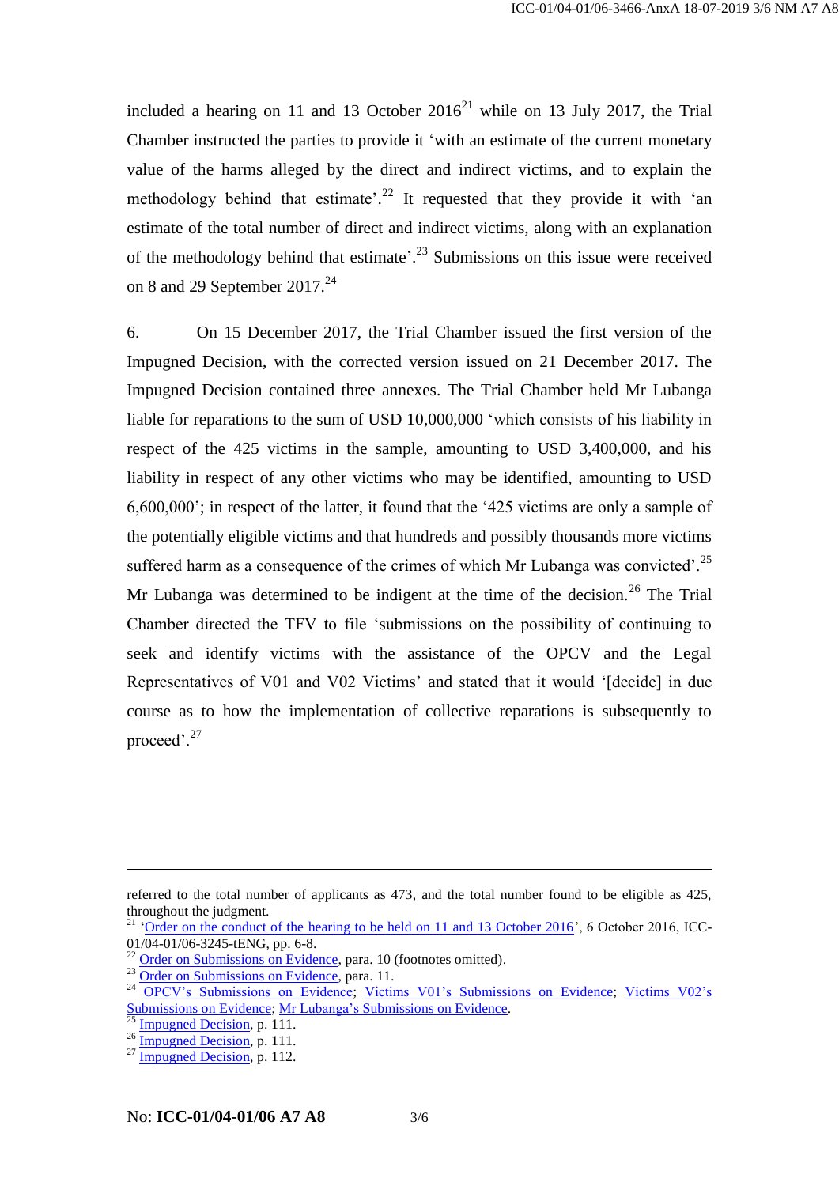included a hearing on 11 and 13 October 2016[21] while on 13 July 2017, the Trial Chamber instructed the parties to provide it 'with an estimate of the current monetary value of the harms alleged by the direct and indirect victims, and to explain the methodology behind that estimate'.[22] It requested that they provide it with 'an estimate of the total number of direct and indirect victims, along with an explanation of the methodology behind that estimate'.[23] Submissions on this issue were received on 8 and 29 September 2017.[24]

6. On 15 December 2017, the Trial Chamber issued the first version of the Impugned Decision, with the corrected version issued on 21 December 2017. The Impugned Decision contained three annexes. The Trial Chamber held Mr Lubanga liable for reparations to the sum of USD 10,000,000 'which consists of his liability in respect of the 425 victims in the sample, amounting to USD 3,400,000, and his liability in respect of any other victims who may be identified, amounting to USD 6,600,000'; in respect of the latter, it found that the '425 victims are only a sample of the potentially eligible victims and that hundreds and possibly thousands more victims suffered harm as a consequence of the crimes of which Mr Lubanga was convicted'.[25] Mr Lubanga was determined to be indigent at the time of the decision.[26] The Trial Chamber directed the TFV to file 'submissions on the possibility of continuing to seek and identify victims with the assistance of the OPCV and the Legal Representatives of V01 and V02 Victims' and stated that it would '[decide] in due course as to how the implementation of collective reparations is subsequently to proceed'.[27]

---

referred to the total number of applicants as 473, and the total number found to be eligible as 425, throughout the judgment.

[21] 'Order on the conduct of the hearing to be held on 11 and 13 October 2016', 6 October 2016, ICC-01/04-01/06-3245-tENG, pp. 6-8.

[22] Order on Submissions on Evidence, para. 10 (footnotes omitted).

[23] Order on Submissions on Evidence, para. 11.

[24] OPCV's Submissions on Evidence; Victims V01's Submissions on Evidence; Victims V02's Submissions on Evidence; Mr Lubanga's Submissions on Evidence.

[25] Impugned Decision, p. 111.

[26] Impugned Decision, p. 111.

[27] Impugned Decision, p. 112.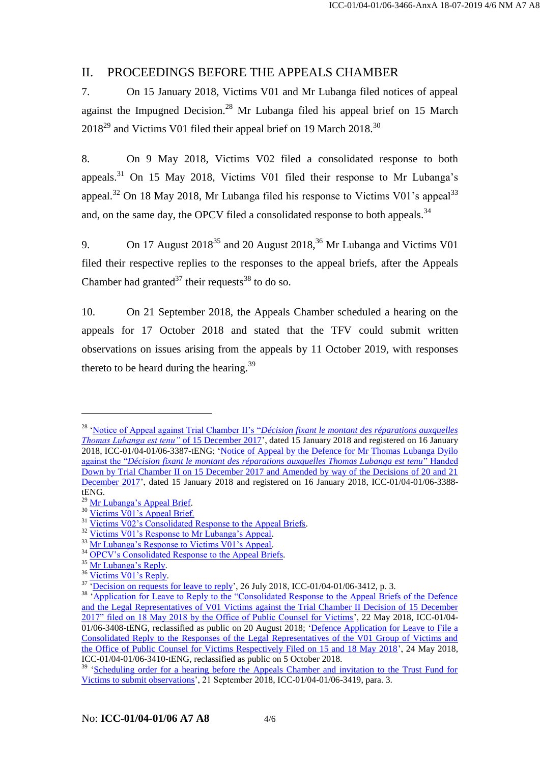## II. PROCEEDINGS BEFORE THE APPEALS CHAMBER

7. On 15 January 2018, Victims V01 and Mr Lubanga filed notices of appeal against the Impugned Decision.[28] Mr Lubanga filed his appeal brief on 15 March 2018[29] and Victims V01 filed their appeal brief on 19 March 2018.[30]

8. On 9 May 2018, Victims V02 filed a consolidated response to both appeals.[31] On 15 May 2018, Victims V01 filed their response to Mr Lubanga's appeal.[32] On 18 May 2018, Mr Lubanga filed his response to Victims V01's appeal[33] and, on the same day, the OPCV filed a consolidated response to both appeals.[34]

9. On 17 August 2018[35] and 20 August 2018,[36] Mr Lubanga and Victims V01 filed their respective replies to the responses to the appeal briefs, after the Appeals Chamber had granted[37] their requests[38] to do so.

10. On 21 September 2018, the Appeals Chamber scheduled a hearing on the appeals for 17 October 2018 and stated that the TFV could submit written observations on issues arising from the appeals by 11 October 2019, with responses thereto to be heard during the hearing.[39]

---

[28] 'Notice of Appeal against Trial Chamber II's "*Décision fixant le montant des réparations auxquelles Thomas Lubanga est tenu*" of 15 December 2017', dated 15 January 2018 and registered on 16 January 2018, ICC-01/04-01/06-3387-tENG; 'Notice of Appeal by the Defence for Mr Thomas Lubanga Dyilo against the "*Décision fixant le montant des réparations auxquelles Thomas Lubanga est tenu*" Handed Down by Trial Chamber II on 15 December 2017 and Amended by way of the Decisions of 20 and 21 December 2017', dated 15 January 2018 and registered on 16 January 2018, ICC-01/04-01/06-3388-tENG.

[29] Mr Lubanga's Appeal Brief.

[30] Victims V01's Appeal Brief.

[31] Victims V02's Consolidated Response to the Appeal Briefs.

[32] Victims V01's Response to Mr Lubanga's Appeal.

[33] Mr Lubanga's Response to Victims V01's Appeal.

[34] OPCV's Consolidated Response to the Appeal Briefs.

[35] Mr Lubanga's Reply.

[36] Victims V01's Reply.

[37] 'Decision on requests for leave to reply', 26 July 2018, ICC-01/04-01/06-3412, p. 3.

[38] 'Application for Leave to Reply to the "Consolidated Response to the Appeal Briefs of the Defence and the Legal Representatives of V01 Victims against the Trial Chamber II Decision of 15 December 2017" filed on 18 May 2018 by the Office of Public Counsel for Victims', 22 May 2018, ICC-01/04-01/06-3408-tENG, reclassified as public on 20 August 2018; 'Defence Application for Leave to File a Consolidated Reply to the Responses of the Legal Representatives of the V01 Group of Victims and the Office of Public Counsel for Victims Respectively Filed on 15 and 18 May 2018', 24 May 2018, ICC-01/04-01/06-3410-tENG, reclassified as public on 5 October 2018.

[39] 'Scheduling order for a hearing before the Appeals Chamber and invitation to the Trust Fund for Victims to submit observations', 21 September 2018, ICC-01/04-01/06-3419, para. 3.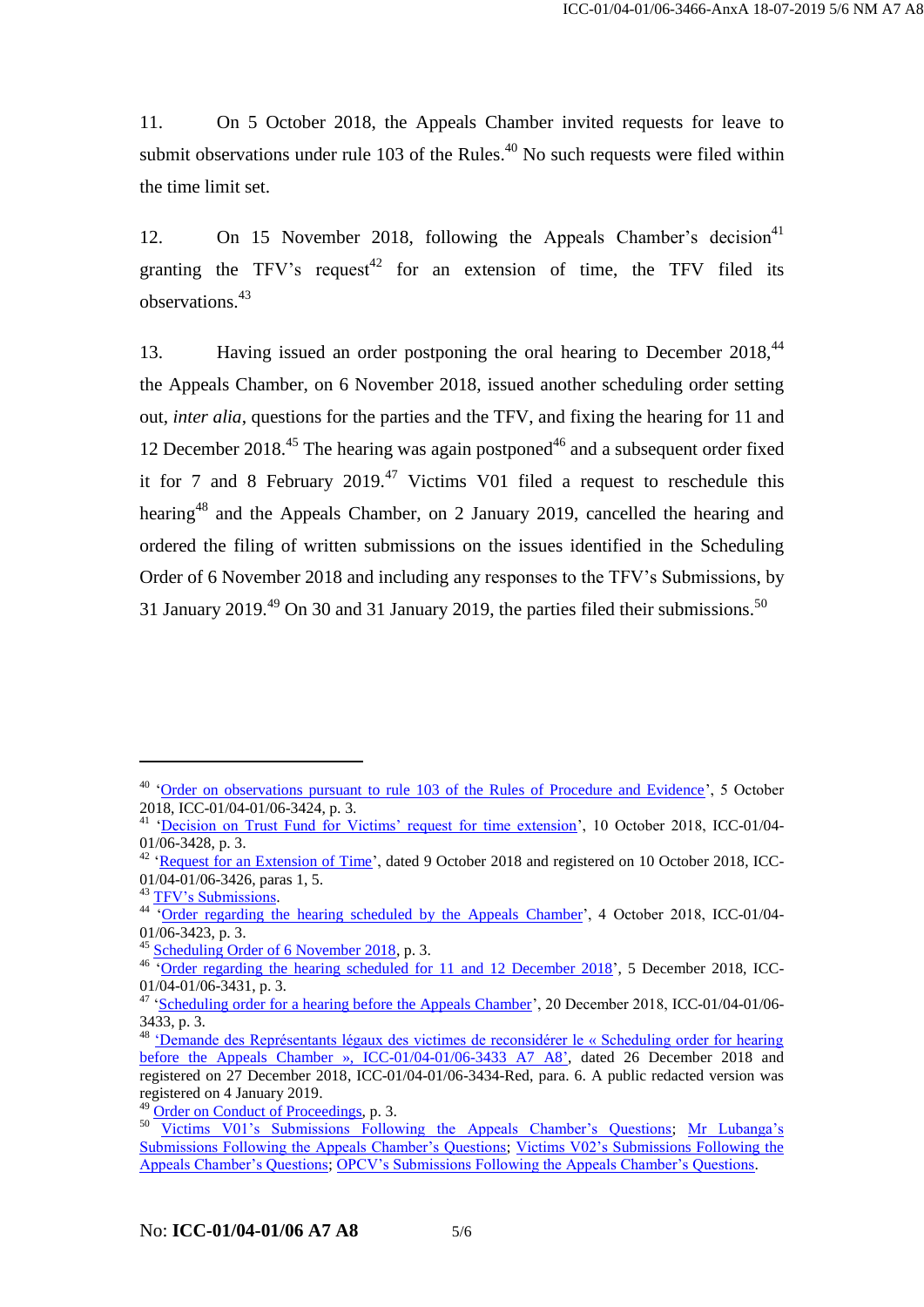11. On 5 October 2018, the Appeals Chamber invited requests for leave to submit observations under rule 103 of the Rules.[40] No such requests were filed within the time limit set.

12. On 15 November 2018, following the Appeals Chamber's decision[41] granting the TFV's request[42] for an extension of time, the TFV filed its observations.[43]

13. Having issued an order postponing the oral hearing to December 2018,[44] the Appeals Chamber, on 6 November 2018, issued another scheduling order setting out, *inter alia*, questions for the parties and the TFV, and fixing the hearing for 11 and 12 December 2018.[45] The hearing was again postponed[46] and a subsequent order fixed it for 7 and 8 February 2019.[47] Victims V01 filed a request to reschedule this hearing[48] and the Appeals Chamber, on 2 January 2019, cancelled the hearing and ordered the filing of written submissions on the issues identified in the Scheduling Order of 6 November 2018 and including any responses to the TFV's Submissions, by 31 January 2019.[49] On 30 and 31 January 2019, the parties filed their submissions.[50]

---

[40] 'Order on observations pursuant to rule 103 of the Rules of Procedure and Evidence', 5 October 2018, ICC-01/04-01/06-3424, p. 3.

[41] 'Decision on Trust Fund for Victims' request for time extension', 10 October 2018, ICC-01/04-01/06-3428, p. 3.

[42] 'Request for an Extension of Time', dated 9 October 2018 and registered on 10 October 2018, ICC-01/04-01/06-3426, paras 1, 5.

[43] TFV's Submissions.

[44] 'Order regarding the hearing scheduled by the Appeals Chamber', 4 October 2018, ICC-01/04-01/06-3423, p. 3.

[45] Scheduling Order of 6 November 2018, p. 3.

[46] 'Order regarding the hearing scheduled for 11 and 12 December 2018', 5 December 2018, ICC-01/04-01/06-3431, p. 3.

[47] 'Scheduling order for a hearing before the Appeals Chamber', 20 December 2018, ICC-01/04-01/06-3433, p. 3.

[48] 'Demande des Représentants légaux des victimes de reconsidérer le « Scheduling order for hearing before the Appeals Chamber », ICC-01/04-01/06-3433 A7 A8', dated 26 December 2018 and registered on 27 December 2018, ICC-01/04-01/06-3434-Red, para. 6. A public redacted version was registered on 4 January 2019.

[49] Order on Conduct of Proceedings, p. 3.

[50] Victims V01's Submissions Following the Appeals Chamber's Questions; Mr Lubanga's Submissions Following the Appeals Chamber's Questions; Victims V02's Submissions Following the Appeals Chamber's Questions; OPCV's Submissions Following the Appeals Chamber's Questions.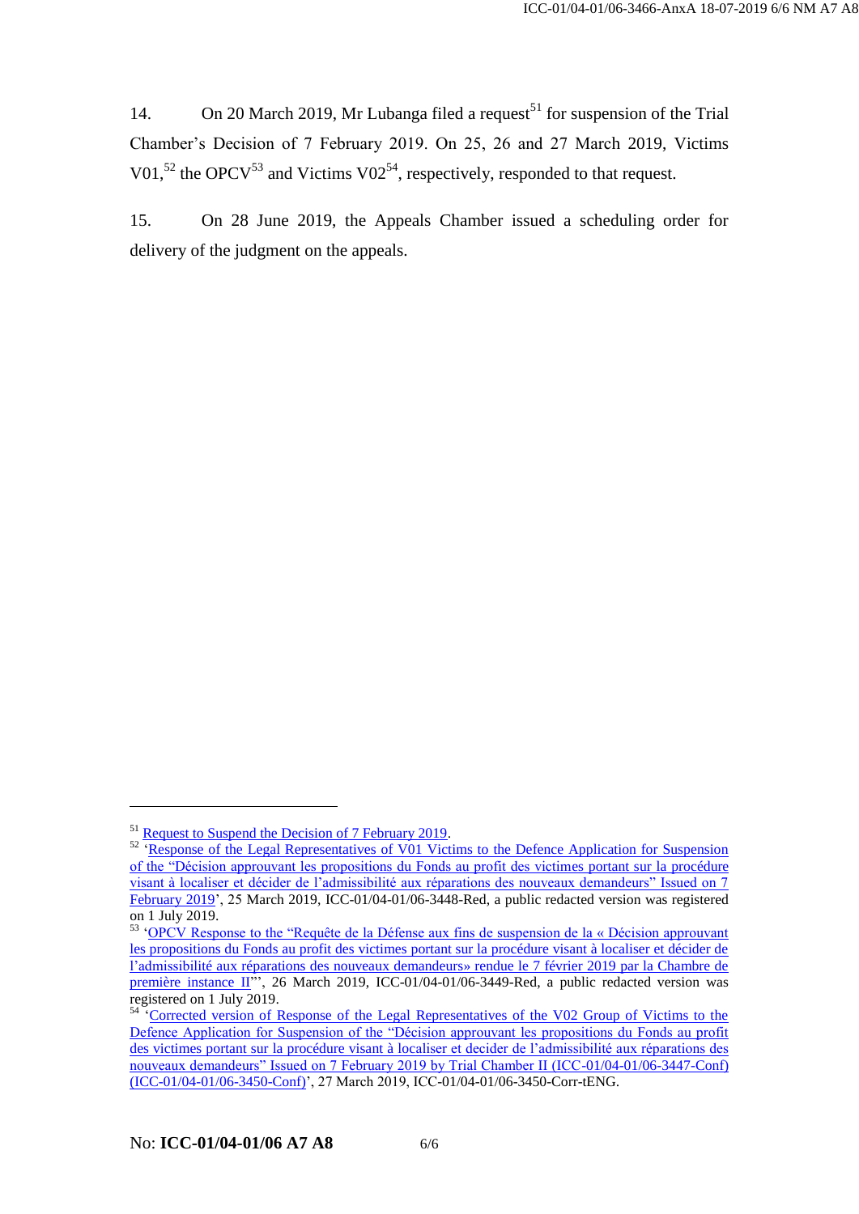14. On 20 March 2019, Mr Lubanga filed a request[51] for suspension of the Trial Chamber's Decision of 7 February 2019. On 25, 26 and 27 March 2019, Victims V01,[52] the OPCV[53] and Victims V02[54], respectively, responded to that request.

15. On 28 June 2019, the Appeals Chamber issued a scheduling order for delivery of the judgment on the appeals.

---

[51] Request to Suspend the Decision of 7 February 2019.

[52] 'Response of the Legal Representatives of V01 Victims to the Defence Application for Suspension of the "Décision approuvant les propositions du Fonds au profit des victimes portant sur la procédure visant à localiser et décider de l'admissibilité aux réparations des nouveaux demandeurs" Issued on 7 February 2019', 25 March 2019, ICC-01/04-01/06-3448-Red, a public redacted version was registered on 1 July 2019.

[53] 'OPCV Response to the "Requête de la Défense aux fins de suspension de la « Décision approuvant les propositions du Fonds au profit des victimes portant sur la procédure visant à localiser et décider de l'admissibilité aux réparations des nouveaux demandeurs» rendue le 7 février 2019 par la Chambre de première instance II"', 26 March 2019, ICC-01/04-01/06-3449-Red, a public redacted version was registered on 1 July 2019.

[54] 'Corrected version of Response of the Legal Representatives of the V02 Group of Victims to the Defence Application for Suspension of the "Décision approuvant les propositions du Fonds au profit des victimes portant sur la procédure visant à localiser et decider de l'admissibilité aux réparations des nouveaux demandeurs" Issued on 7 February 2019 by Trial Chamber II (ICC-01/04-01/06-3447-Conf) (ICC-01/04-01/06-3450-Conf)', 27 March 2019, ICC-01/04-01/06-3450-Corr-tENG.